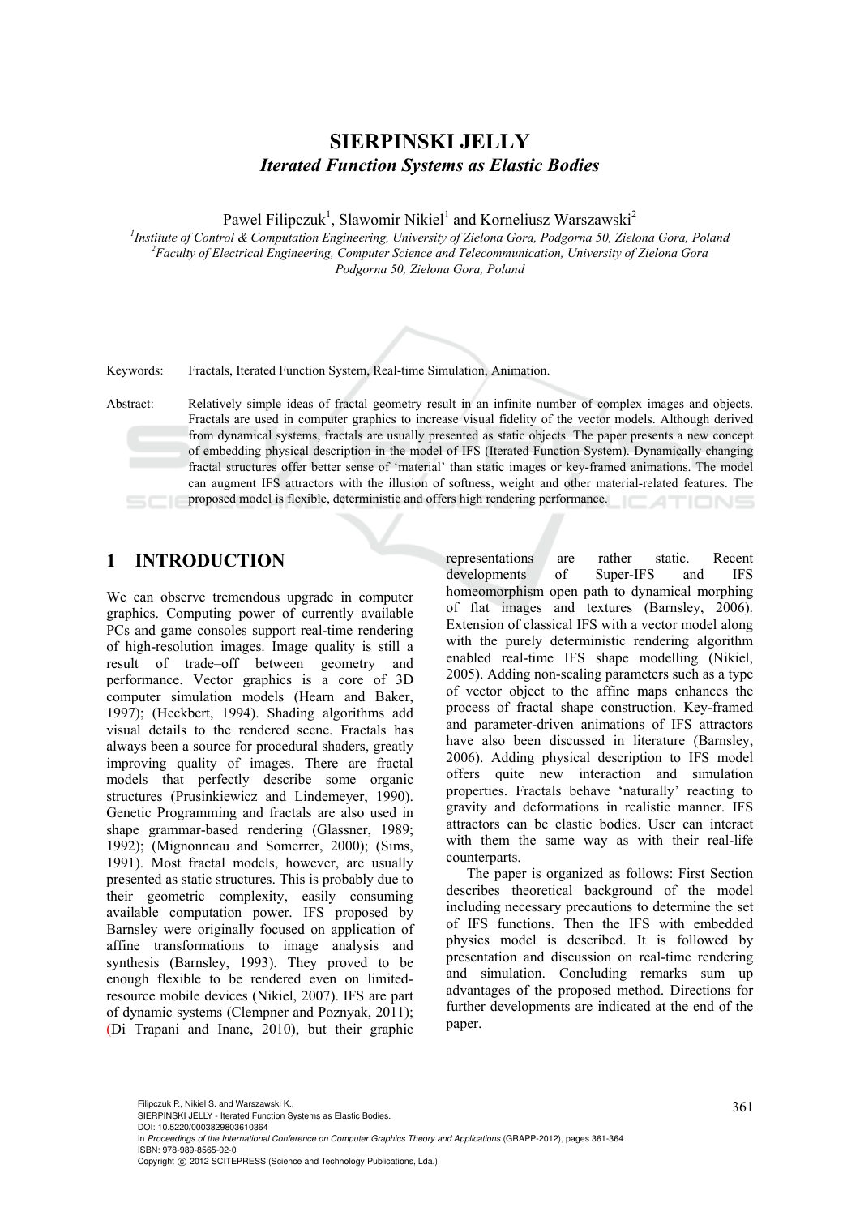# SIERPINSKI JELLY

## *Iterated Function Systems as Elastic Bodies*

Pawel Filipczuk[1], Slawomir Nikiel[1] and Korneliusz Warszawski[2]

[1]*Institute of Control & Computation Engineering, University of Zielona Gora, Podgorna 50, Zielona Gora, Poland*
[2]*Faculty of Electrical Engineering, Computer Science and Telecommunication, University of Zielona Gora Podgorna 50, Zielona Gora, Poland*

Keywords: Fractals, Iterated Function System, Real-time Simulation, Animation.

Abstract: Relatively simple ideas of fractal geometry result in an infinite number of complex images and objects. Fractals are used in computer graphics to increase visual fidelity of the vector models. Although derived from dynamical systems, fractals are usually presented as static objects. The paper presents a new concept of embedding physical description in the model of IFS (Iterated Function System). Dynamically changing fractal structures offer better sense of 'material' than static images or key-framed animations. The model can augment IFS attractors with the illusion of softness, weight and other material-related features. The proposed model is flexible, deterministic and offers high rendering performance.

## 1 INTRODUCTION

We can observe tremendous upgrade in computer graphics. Computing power of currently available PCs and game consoles support real-time rendering of high-resolution images. Image quality is still a result of trade–off between geometry and performance. Vector graphics is a core of 3D computer simulation models (Hearn and Baker, 1997); (Heckbert, 1994). Shading algorithms add visual details to the rendered scene. Fractals has always been a source for procedural shaders, greatly improving quality of images. There are fractal models that perfectly describe some organic structures (Prusinkiewicz and Lindemeyer, 1990). Genetic Programming and fractals are also used in shape grammar-based rendering (Glassner, 1989; 1992); (Mignonneau and Somerrer, 2000); (Sims, 1991). Most fractal models, however, are usually presented as static structures. This is probably due to their geometric complexity, easily consuming available computation power. IFS proposed by Barnsley were originally focused on application of affine transformations to image analysis and synthesis (Barnsley, 1993). They proved to be enough flexible to be rendered even on limited-resource mobile devices (Nikiel, 2007). IFS are part of dynamic systems (Clempner and Poznyak, 2011); (Di Trapani and Inanc, 2010), but their graphic representations are rather static. Recent developments of Super-IFS and IFS homeomorphism open path to dynamical morphing of flat images and textures (Barnsley, 2006). Extension of classical IFS with a vector model along with the purely deterministic rendering algorithm enabled real-time IFS shape modelling (Nikiel, 2005). Adding non-scaling parameters such as a type of vector object to the affine maps enhances the process of fractal shape construction. Key-framed and parameter-driven animations of IFS attractors have also been discussed in literature (Barnsley, 2006). Adding physical description to IFS model offers quite new interaction and simulation properties. Fractals behave 'naturally' reacting to gravity and deformations in realistic manner. IFS attractors can be elastic bodies. User can interact with them the same way as with their real-life counterparts.

The paper is organized as follows: First Section describes theoretical background of the model including necessary precautions to determine the set of IFS functions. Then the IFS with embedded physics model is described. It is followed by presentation and discussion on real-time rendering and simulation. Concluding remarks sum up advantages of the proposed method. Directions for further developments are indicated at the end of the paper.

Filipczuk P., Nikiel S. and Warszawski K..
SIERPINSKI JELLY - Iterated Function Systems as Elastic Bodies.
DOI: 10.5220/0003829803610364
In *Proceedings of the International Conference on Computer Graphics Theory and Applications* (GRAPP-2012), pages 361-364
ISBN: 978-989-8565-02-0
Copyright © 2012 SCITEPRESS (Science and Technology Publications, Lda.)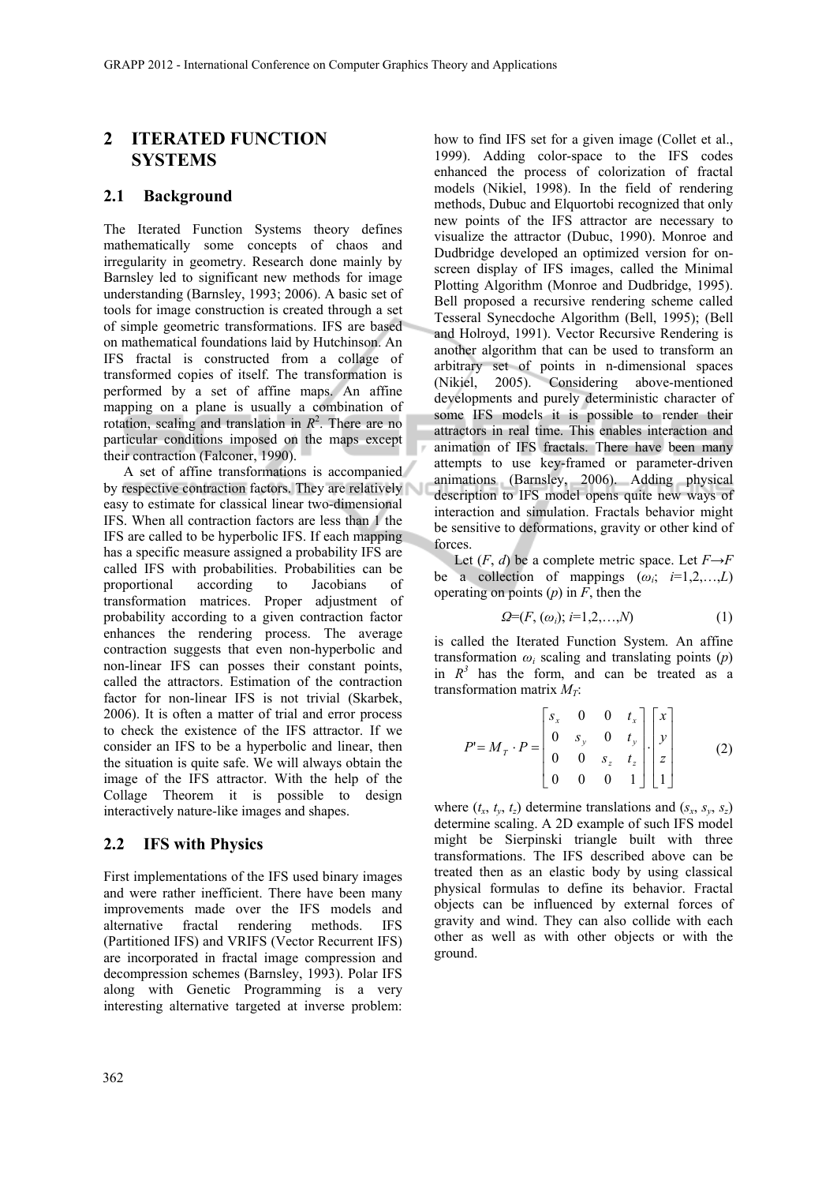## 2 ITERATED FUNCTION SYSTEMS

### 2.1 Background

The Iterated Function Systems theory defines mathematically some concepts of chaos and irregularity in geometry. Research done mainly by Barnsley led to significant new methods for image understanding (Barnsley, 1993; 2006). A basic set of tools for image construction is created through a set of simple geometric transformations. IFS are based on mathematical foundations laid by Hutchinson. An IFS fractal is constructed from a collage of transformed copies of itself. The transformation is performed by a set of affine maps. An affine mapping on a plane is usually a combination of rotation, scaling and translation in $R^2$. There are no particular conditions imposed on the maps except their contraction (Falconer, 1990).

A set of affine transformations is accompanied by respective contraction factors. They are relatively easy to estimate for classical linear two-dimensional IFS. When all contraction factors are less than 1 the IFS are called to be hyperbolic IFS. If each mapping has a specific measure assigned a probability IFS are called IFS with probabilities. Probabilities can be proportional according to Jacobians of transformation matrices. Proper adjustment of probability according to a given contraction factor enhances the rendering process. The average contraction suggests that even non-hyperbolic and non-linear IFS can posses their constant points, called the attractors. Estimation of the contraction factor for non-linear IFS is not trivial (Skarbek, 2006). It is often a matter of trial and error process to check the existence of the IFS attractor. If we consider an IFS to be a hyperbolic and linear, then the situation is quite safe. We will always obtain the image of the IFS attractor. With the help of the Collage Theorem it is possible to design interactively nature-like images and shapes.

### 2.2 IFS with Physics

First implementations of the IFS used binary images and were rather inefficient. There have been many improvements made over the IFS models and alternative fractal rendering methods. IFS (Partitioned IFS) and VRIFS (Vector Recurrent IFS) are incorporated in fractal image compression and decompression schemes (Barnsley, 1993). Polar IFS along with Genetic Programming is a very interesting alternative targeted at inverse problem: how to find IFS set for a given image (Collet et al., 1999). Adding color-space to the IFS codes enhanced the process of colorization of fractal models (Nikiel, 1998). In the field of rendering methods, Dubuc and Elquortobi recognized that only new points of the IFS attractor are necessary to visualize the attractor (Dubuc, 1990). Monroe and Dudbridge developed an optimized version for on-screen display of IFS images, called the Minimal Plotting Algorithm (Monroe and Dudbridge, 1995). Bell proposed a recursive rendering scheme called Tesseral Synecdoche Algorithm (Bell, 1995); (Bell and Holroyd, 1991). Vector Recursive Rendering is another algorithm that can be used to transform an arbitrary set of points in n-dimensional spaces (Nikiel, 2005). Considering above-mentioned developments and purely deterministic character of some IFS models it is possible to render their attractors in real time. This enables interaction and animation of IFS fractals. There have been many attempts to use key-framed or parameter-driven animations (Barnsley, 2006). Adding physical description to IFS model opens quite new ways of interaction and simulation. Fractals behavior might be sensitive to deformations, gravity or other kind of forces.

Let $(F, d)$ be a complete metric space. Let $F \rightarrow F$ be a collection of mappings ($\omega_i$; $i=1,2,\ldots,L$) operating on points ($p$) in $F$, then the

$$\Omega = (F, (\omega_i); i=1,2,\ldots,N) \tag{1}$$

is called the Iterated Function System. An affine transformation $\omega_i$ scaling and translating points ($p$) in $R^3$ has the form, and can be treated as a transformation matrix $M_T$:

$$P' = M_T \cdot P = \begin{bmatrix} s_x & 0 & 0 & t_x \\ 0 & s_y & 0 & t_y \\ 0 & 0 & s_z & t_z \\ 0 & 0 & 0 & 1 \end{bmatrix} \cdot \begin{bmatrix} x \\ y \\ z \\ 1 \end{bmatrix} \tag{2}$$

where ($t_x$, $t_y$, $t_z$) determine translations and ($s_x$, $s_y$, $s_z$) determine scaling. A 2D example of such IFS model might be Sierpinski triangle built with three transformations. The IFS described above can be treated then as an elastic body by using classical physical formulas to define its behavior. Fractal objects can be influenced by external forces of gravity and wind. They can also collide with each other as well as with other objects or with the ground.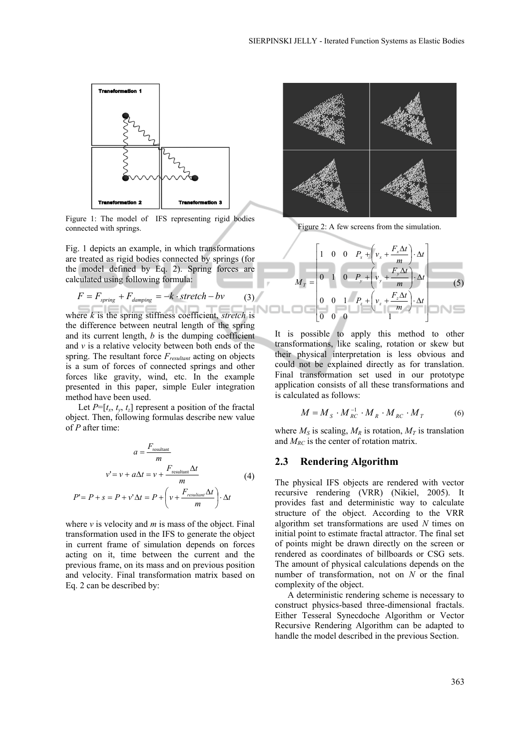Figure 1: The model of IFS representing rigid bodies connected with springs.

Fig. 1 depicts an example, in which transformations are treated as rigid bodies connected by springs (for the model defined by Eq. 2). Spring forces are calculated using following formula:

$$F = F_{spring} + F_{damping} = -k \cdot stretch - bv \tag{3}$$

where $k$ is the spring stiffness coefficient, *stretch* is the difference between neutral length of the spring and its current length, $b$ is the dumping coefficient and $v$ is a relative velocity between both ends of the spring. The resultant force $F_{resultant}$ acting on objects is a sum of forces of connected springs and other forces like gravity, wind, etc. In the example presented in this paper, simple Euler integration method have been used.

Let $P=[t_x, t_y, t_z]$ represent a position of the fractal object. Then, following formulas describe new value of $P$ after time:

$$\begin{aligned} a &= \frac{F_{\text{resultant}}}{m} \\ v' &= v + a\Delta t = v + \frac{F_{\text{resultant}}\Delta t}{m} \\ P' &= P + s = P + v'\Delta t = P + \left(v + \frac{F_{resultant}\Delta t}{m}\right) \cdot \Delta t \end{aligned} \tag{4}$$

where $v$ is velocity and $m$ is mass of the object. Final transformation used in the IFS to generate the object in current frame of simulation depends on forces acting on it, time between the current and the previous frame, on its mass and on previous position and velocity. Final transformation matrix based on Eq. 2 can be described by:

Figure 2: A few screens from the simulation.

$$M_T = \begin{bmatrix} 1 & 0 & 0 & P_x + \left(v_x + \frac{F_x \Delta t}{m}\right) \cdot \Delta t \\ 0 & 1 & 0 & P_y + \left(v_y + \frac{F_y \Delta t}{m}\right) \cdot \Delta t \\ 0 & 0 & 1 & P_z + \left(v_z + \frac{F_z \Delta t}{m}\right) \cdot \Delta t \\ 0 & 0 & 0 & 1 \end{bmatrix} \tag{5}$$

It is possible to apply this method to other transformations, like scaling, rotation or skew but their physical interpretation is less obvious and could not be explained directly as for translation. Final transformation set used in our prototype application consists of all these transformations and is calculated as follows:

$$M = M_S \cdot M_{RC}^{-1} \cdot M_R \cdot M_{RC} \cdot M_T \tag{6}$$

where $M_S$ is scaling, $M_R$ is rotation, $M_T$ is translation and $M_{RC}$ is the center of rotation matrix.

## 2.3 Rendering Algorithm

The physical IFS objects are rendered with vector recursive rendering (VRR) (Nikiel, 2005). It provides fast and deterministic way to calculate structure of the object. According to the VRR algorithm set transformations are used $N$ times on initial point to estimate fractal attractor. The final set of points might be drawn directly on the screen or rendered as coordinates of billboards or CSG sets. The amount of physical calculations depends on the number of transformation, not on $N$ or the final complexity of the object.

A deterministic rendering scheme is necessary to construct physics-based three-dimensional fractals. Either Tesseral Synecdoche Algorithm or Vector Recursive Rendering Algorithm can be adapted to handle the model described in the previous Section.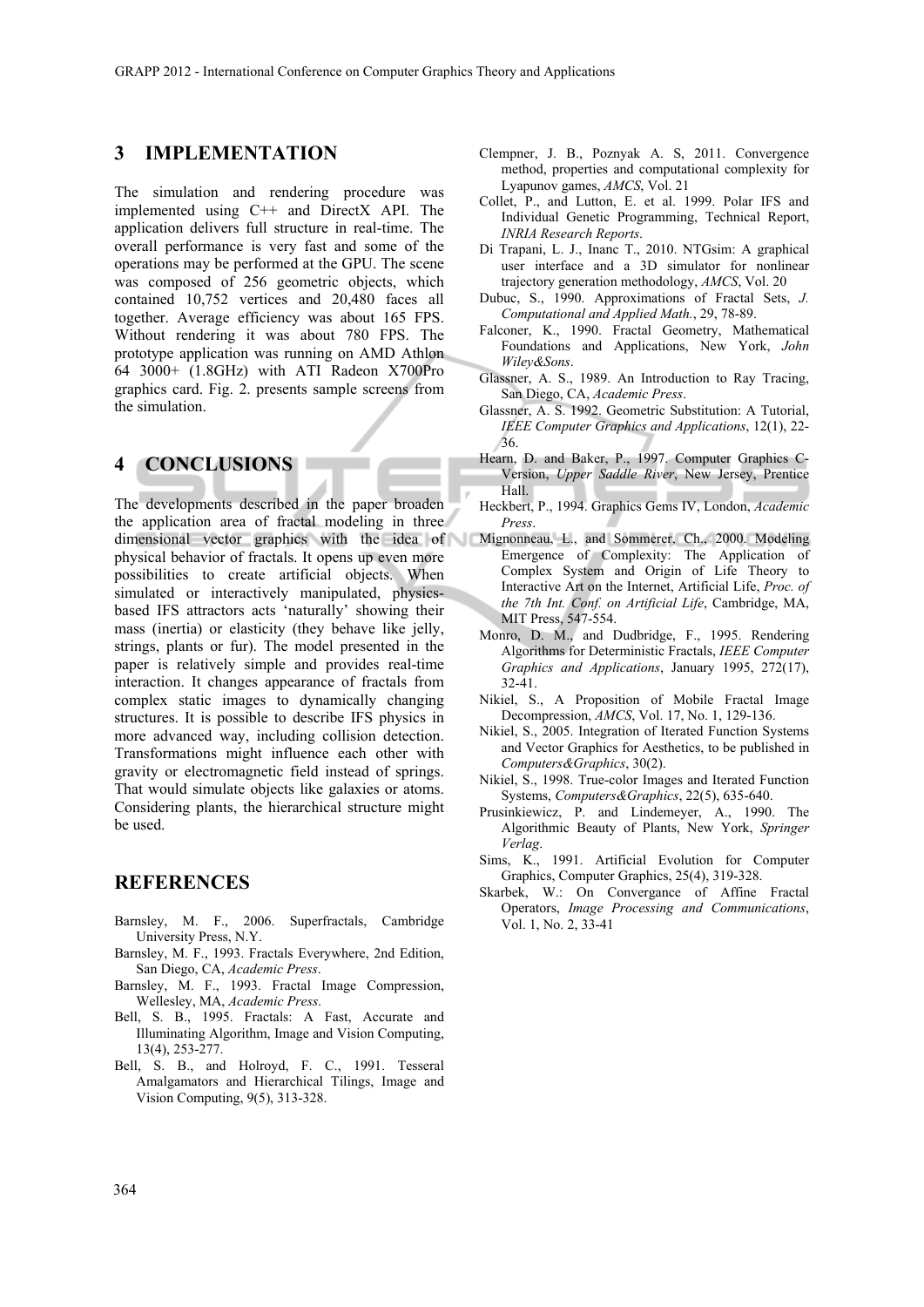## 3 IMPLEMENTATION

The simulation and rendering procedure was implemented using C++ and DirectX API. The application delivers full structure in real-time. The overall performance is very fast and some of the operations may be performed at the GPU. The scene was composed of 256 geometric objects, which contained 10,752 vertices and 20,480 faces all together. Average efficiency was about 165 FPS. Without rendering it was about 780 FPS. The prototype application was running on AMD Athlon 64 3000+ (1.8GHz) with ATI Radeon X700Pro graphics card. Fig. 2. presents sample screens from the simulation.

## 4 CONCLUSIONS

The developments described in the paper broaden the application area of fractal modeling in three dimensional vector graphics with the idea of physical behavior of fractals. It opens up even more possibilities to create artificial objects. When simulated or interactively manipulated, physics-based IFS attractors acts 'naturally' showing their mass (inertia) or elasticity (they behave like jelly, strings, plants or fur). The model presented in the paper is relatively simple and provides real-time interaction. It changes appearance of fractals from complex static images to dynamically changing structures. It is possible to describe IFS physics in more advanced way, including collision detection. Transformations might influence each other with gravity or electromagnetic field instead of springs. That would simulate objects like galaxies or atoms. Considering plants, the hierarchical structure might be used.

## REFERENCES

Barnsley, M. F., 2006. Superfractals, Cambridge University Press, N.Y.

Barnsley, M. F., 1993. Fractals Everywhere, 2nd Edition, San Diego, CA, *Academic Press*.

Barnsley, M. F., 1993. Fractal Image Compression, Wellesley, MA, *Academic Press*.

Bell, S. B., 1995. Fractals: A Fast, Accurate and Illuminating Algorithm, Image and Vision Computing, 13(4), 253-277.

Bell, S. B., and Holroyd, F. C., 1991. Tesseral Amalgamators and Hierarchical Tilings, Image and Vision Computing, 9(5), 313-328.

Clempner, J. B., Poznyak A. S, 2011. Convergence method, properties and computational complexity for Lyapunov games, *AMCS*, Vol. 21

Collet, P., and Lutton, E. et al. 1999. Polar IFS and Individual Genetic Programming, Technical Report, *INRIA Research Reports*.

Di Trapani, L. J., Inanc T., 2010. NTGsim: A graphical user interface and a 3D simulator for nonlinear trajectory generation methodology, *AMCS*, Vol. 20

Dubuc, S., 1990. Approximations of Fractal Sets, *J. Computational and Applied Math.*, 29, 78-89.

Falconer, K., 1990. Fractal Geometry, Mathematical Foundations and Applications, New York, *John Wiley&Sons*.

Glassner, A. S., 1989. An Introduction to Ray Tracing, San Diego, CA, *Academic Press*.

Glassner, A. S. 1992. Geometric Substitution: A Tutorial, *IEEE Computer Graphics and Applications*, 12(1), 22-36.

Hearn, D. and Baker, P., 1997. Computer Graphics C-Version, *Upper Saddle River*, New Jersey, Prentice Hall.

Heckbert, P., 1994. Graphics Gems IV, London, *Academic Press*.

Mignonneau, L., and Sommerer, Ch., 2000. Modeling Emergence of Complexity: The Application of Complex System and Origin of Life Theory to Interactive Art on the Internet, Artificial Life, *Proc. of the 7th Int. Conf. on Artificial Life*, Cambridge, MA, MIT Press, 547-554.

Monro, D. M., and Dudbridge, F., 1995. Rendering Algorithms for Deterministic Fractals, *IEEE Computer Graphics and Applications*, January 1995, 272(17), 32-41.

Nikiel, S., A Proposition of Mobile Fractal Image Decompression, *AMCS*, Vol. 17, No. 1, 129-136.

Nikiel, S., 2005. Integration of Iterated Function Systems and Vector Graphics for Aesthetics, to be published in *Computers&Graphics*, 30(2).

Nikiel, S., 1998. True-color Images and Iterated Function Systems, *Computers&Graphics*, 22(5), 635-640.

Prusinkiewicz, P. and Lindemeyer, A., 1990. The Algorithmic Beauty of Plants, New York, *Springer Verlag*.

Sims, K., 1991. Artificial Evolution for Computer Graphics, Computer Graphics, 25(4), 319-328.

Skarbek, W.: On Convergance of Affine Fractal Operators, *Image Processing and Communications*, Vol. 1, No. 2, 33-41